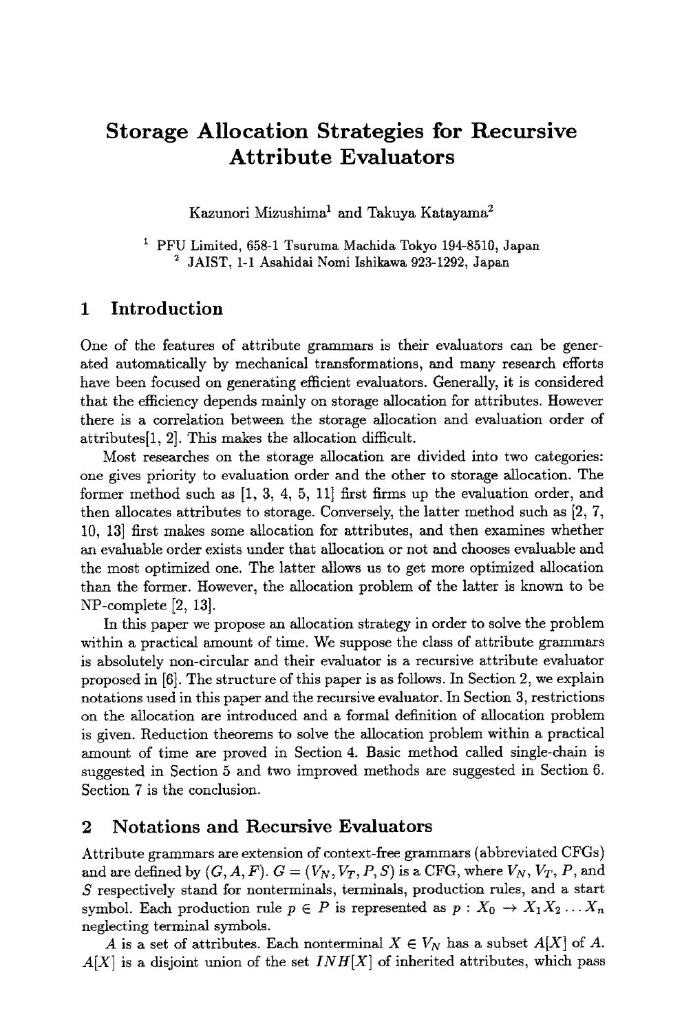# Storage Allocation Strategies for Recursive Attribute Evaluators

Kazunori Mizushima[1] and Takuya Katayama[2]

[1] PFU Limited, 658-1 Tsuruma Machida Tokyo 194-8510, Japan
[2] JAIST, 1-1 Asahidai Nomi Ishikawa 923-1292, Japan

## 1 Introduction

One of the features of attribute grammars is their evaluators can be generated automatically by mechanical transformations, and many research efforts have been focused on generating efficient evaluators. Generally, it is considered that the efficiency depends mainly on storage allocation for attributes. However there is a correlation between the storage allocation and evaluation order of attributes[1, 2]. This makes the allocation difficult.

Most researches on the storage allocation are divided into two categories: one gives priority to evaluation order and the other to storage allocation. The former method such as [1, 3, 4, 5, 11] first firms up the evaluation order, and then allocates attributes to storage. Conversely, the latter method such as [2, 7, 10, 13] first makes some allocation for attributes, and then examines whether an evaluable order exists under that allocation or not and chooses evaluable and the most optimized one. The latter allows us to get more optimized allocation than the former. However, the allocation problem of the latter is known to be NP-complete [2, 13].

In this paper we propose an allocation strategy in order to solve the problem within a practical amount of time. We suppose the class of attribute grammars is absolutely non-circular and their evaluator is a recursive attribute evaluator proposed in [6]. The structure of this paper is as follows. In Section 2, we explain notations used in this paper and the recursive evaluator. In Section 3, restrictions on the allocation are introduced and a formal definition of allocation problem is given. Reduction theorems to solve the allocation problem within a practical amount of time are proved in Section 4. Basic method called single-chain is suggested in Section 5 and two improved methods are suggested in Section 6. Section 7 is the conclusion.

## 2 Notations and Recursive Evaluators

Attribute grammars are extension of context-free grammars (abbreviated CFGs) and are defined by $(G, A, F)$. $G = (V_N, V_T, P, S)$ is a CFG, where $V_N$, $V_T$, $P$, and $S$ respectively stand for nonterminals, terminals, production rules, and a start symbol. Each production rule $p \in P$ is represented as $p : X_0 \rightarrow X_1 X_2 \ldots X_n$ neglecting terminal symbols.

$A$ is a set of attributes. Each nonterminal $X \in V_N$ has a subset $A[X]$ of $A$. $A[X]$ is a disjoint union of the set $INH[X]$ of inherited attributes, which pass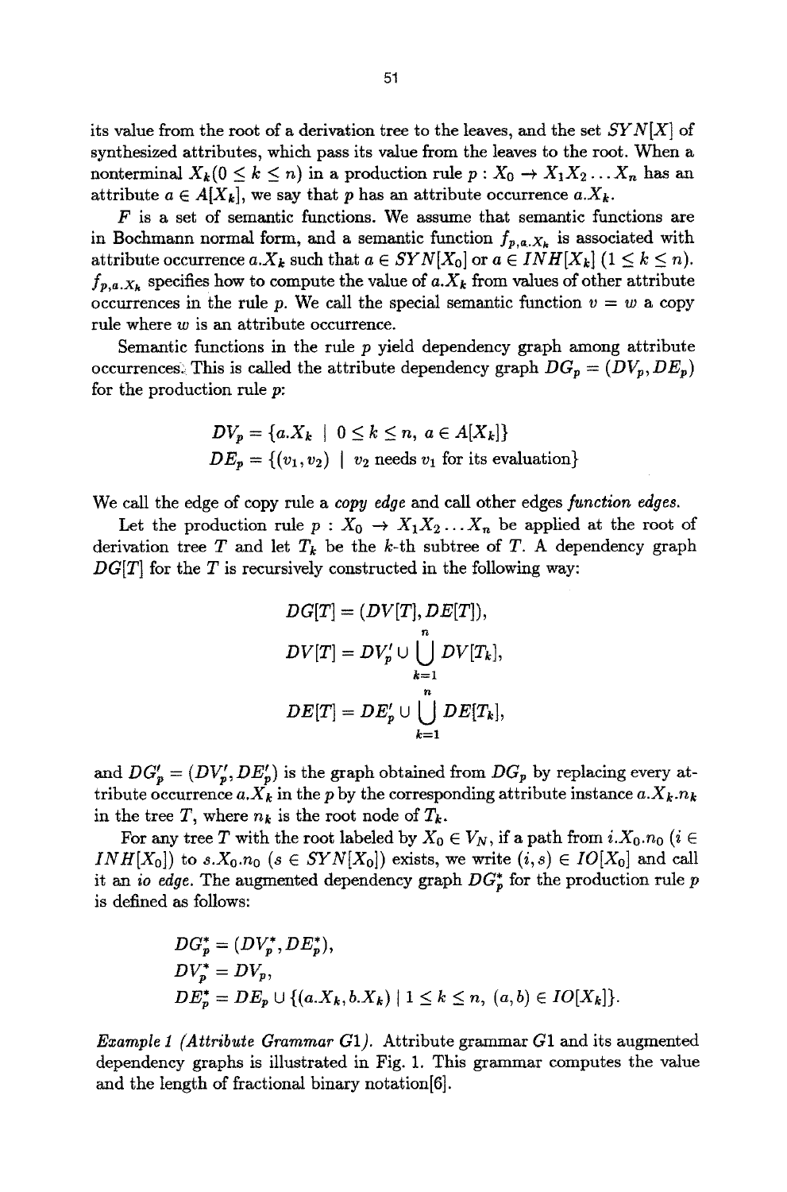its value from the root of a derivation tree to the leaves, and the set $SYN[X]$ of synthesized attributes, which pass its value from the leaves to the root. When a nonterminal $X_k (0 \leq k \leq n)$ in a production rule $p : X_0 \rightarrow X_1 X_2 \ldots X_n$ has an attribute $a \in A[X_k]$, we say that $p$ has an attribute occurrence $a.X_k$.

$F$ is a set of semantic functions. We assume that semantic functions are in Bochmann normal form, and a semantic function $f_{p,a.X_k}$ is associated with attribute occurrence $a.X_k$ such that $a \in SYN[X_0]$ or $a \in INH[X_k]$ $(1 \leq k \leq n)$. $f_{p,a.X_k}$ specifies how to compute the value of $a.X_k$ from values of other attribute occurrences in the rule $p$. We call the special semantic function $v = w$ a copy rule where $w$ is an attribute occurrence.

Semantic functions in the rule $p$ yield dependency graph among attribute occurrences. This is called the attribute dependency graph $DG_p = (DV_p, DE_p)$ for the production rule $p$:

$$DV_p = \{a.X_k \mid 0 \leq k \leq n,\ a \in A[X_k]\}$$
$$DE_p = \{(v_1, v_2) \mid v_2 \text{ needs } v_1 \text{ for its evaluation}\}$$

We call the edge of copy rule a *copy edge* and call other edges *function edges*.

Let the production rule $p : X_0 \rightarrow X_1 X_2 \ldots X_n$ be applied at the root of derivation tree $T$ and let $T_k$ be the $k$-th subtree of $T$. A dependency graph $DG[T]$ for the $T$ is recursively constructed in the following way:

$$DG[T] = (DV[T], DE[T]),$$
$$DV[T] = DV'_p \cup \bigcup_{k=1}^{n} DV[T_k],$$
$$DE[T] = DE'_p \cup \bigcup_{k=1}^{n} DE[T_k],$$

and $DG'_p = (DV'_p, DE'_p)$ is the graph obtained from $DG_p$ by replacing every attribute occurrence $a.X_k$ in the $p$ by the corresponding attribute instance $a.X_k.n_k$ in the tree $T$, where $n_k$ is the root node of $T_k$.

For any tree $T$ with the root labeled by $X_0 \in V_N$, if a path from $i.X_0.n_0$ $(i \in INH[X_0])$ to $s.X_0.n_0$ $(s \in SYN[X_0])$ exists, we write $(i, s) \in IO[X_0]$ and call it an *io edge*. The augmented dependency graph $DG^*_p$ for the production rule $p$ is defined as follows:

$$DG^*_p = (DV^*_p, DE^*_p),$$
$$DV^*_p = DV_p,$$
$$DE^*_p = DE_p \cup \{(a.X_k, b.X_k) \mid 1 \leq k \leq n,\ (a, b) \in IO[X_k]\}.$$

*Example 1 (Attribute Grammar G1).* Attribute grammar $G1$ and its augmented dependency graphs is illustrated in Fig. 1. This grammar computes the value and the length of fractional binary notation[6].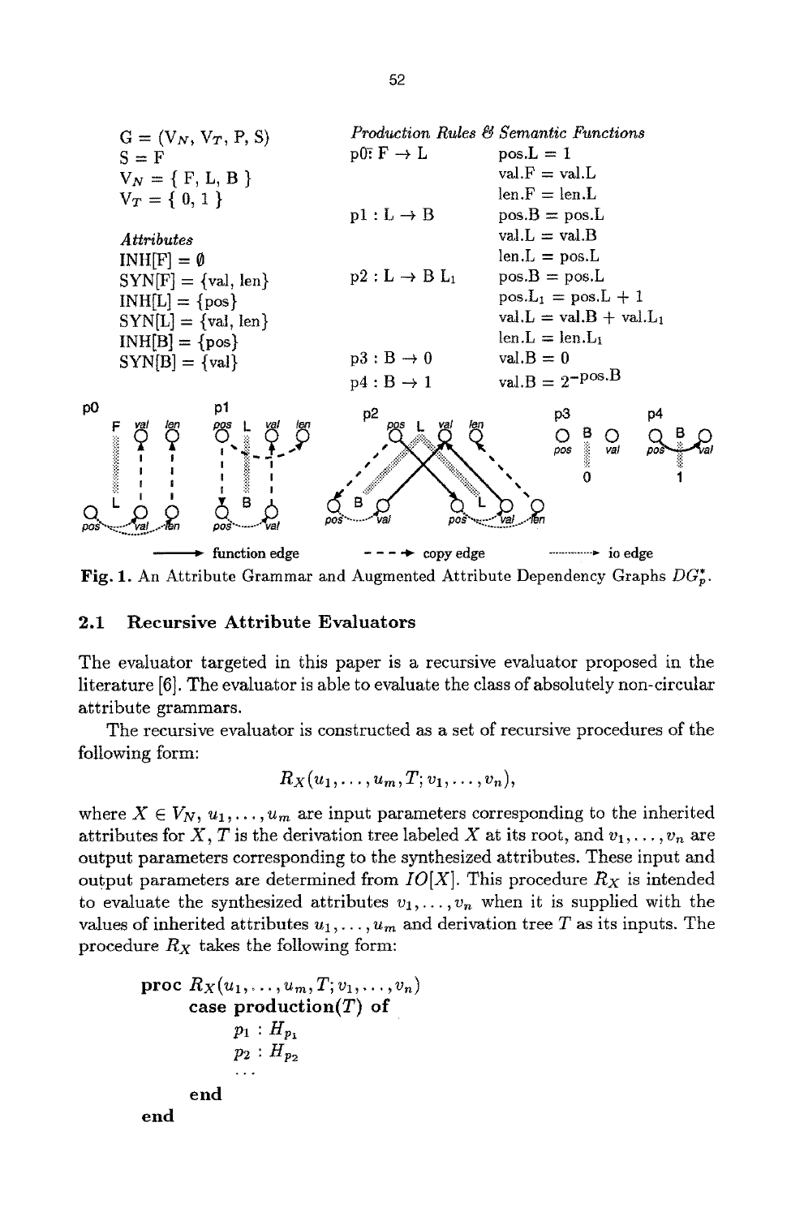$G = (V_N, V_T, P, S)$
$S = F$
$V_N = \{ F, L, B \}$
$V_T = \{ 0, 1 \}$

*Attributes*

$INH[F] = \emptyset$
$SYN[F] = \{val, len\}$
$INH[L] = \{pos\}$
$SYN[L] = \{val, len\}$
$INH[B] = \{pos\}$
$SYN[B] = \{val\}$

*Production Rules & Semantic Functions*

| | |
|---|---|
| p0: $F \to L$ | pos.L = 1 |
| | val.F = val.L |
| | len.F = len.L |
| p1 : $L \to B$ | pos.B = pos.L |
| | val.L = val.B |
| | len.L = pos.L |
| p2 : $L \to B\ L_1$ | pos.B = pos.L |
| | pos.$L_1$ = pos.L + 1 |
| | val.L = val.B + val.$L_1$ |
| | len.L = len.$L_1$ |
| p3 : $B \to 0$ | val.B = 0 |
| p4 : $B \to 1$ | val.B = $2^{-\text{pos.B}}$ |

**Fig. 1.** An Attribute Grammar and Augmented Attribute Dependency Graphs $DG_p^*$.

### 2.1 Recursive Attribute Evaluators

The evaluator targeted in this paper is a recursive evaluator proposed in the literature [6]. The evaluator is able to evaluate the class of absolutely non-circular attribute grammars.

The recursive evaluator is constructed as a set of recursive procedures of the following form:

$$R_X(u_1, \ldots, u_m, T; v_1, \ldots, v_n),$$

where $X \in V_N$, $u_1, \ldots, u_m$ are input parameters corresponding to the inherited attributes for $X$, $T$ is the derivation tree labeled $X$ at its root, and $v_1, \ldots, v_n$ are output parameters corresponding to the synthesized attributes. These input and output parameters are determined from $IO[X]$. This procedure $R_X$ is intended to evaluate the synthesized attributes $v_1, \ldots, v_n$ when it is supplied with the values of inherited attributes $u_1, \ldots, u_m$ and derivation tree $T$ as its inputs. The procedure $R_X$ takes the following form:

```
proc R_X(u_1, ..., u_m, T; v_1, ..., v_n)
     case production(T) of
          p_1 : H_p1
          p_2 : H_p2
          ...
     end
end
```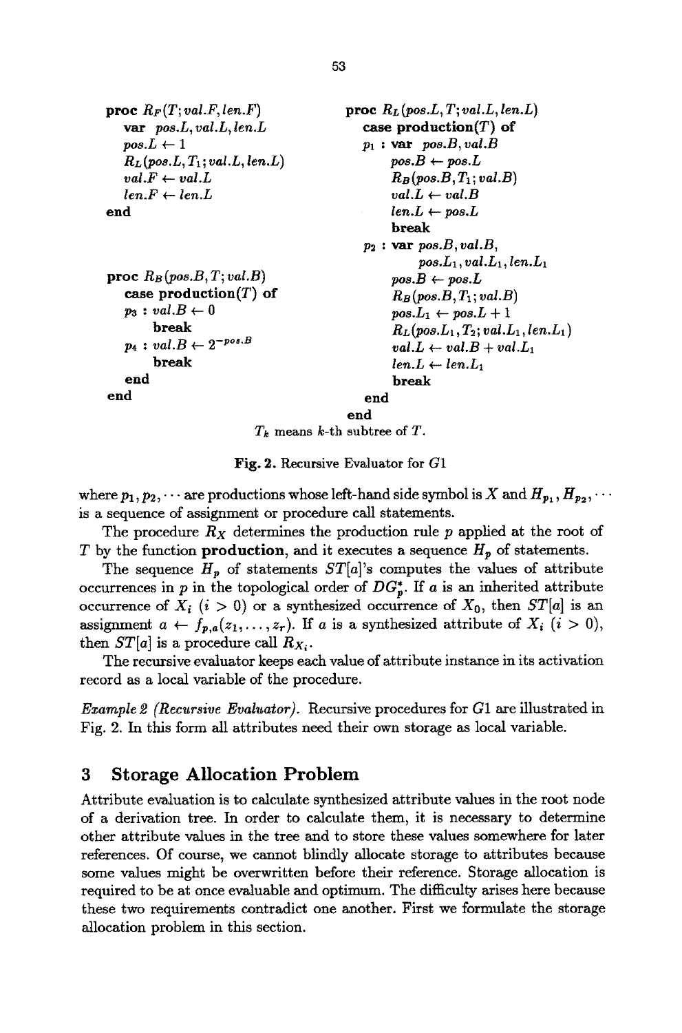```
proc R_F(T; val.F, len.F)
   var pos.L, val.L, len.L
   pos.L ← 1
   R_L(pos.L, T_1; val.L, len.L)
   val.F ← val.L
   len.F ← len.L
end


proc R_B(pos.B, T; val.B)
   case production(T) of
   p_3 : val.B ← 0
        break
   p_4 : val.B ← 2^(-pos.B)
        break
   end
end
```

```
proc R_L(pos.L, T; val.L, len.L)
   case production(T) of
   p_1 : var pos.B, val.B
        pos.B ← pos.L
        R_B(pos.B, T_1; val.B)
        val.L ← val.B
        len.L ← pos.L
        break
   p_2 : var pos.B, val.B,
             pos.L_1, val.L_1, len.L_1
        pos.B ← pos.L
        R_B(pos.B, T_1; val.B)
        pos.L_1 ← pos.L + 1
        R_L(pos.L_1, T_2; val.L_1, len.L_1)
        val.L ← val.B + val.L_1
        len.L ← len.L_1
        break
   end
end
```

$T_k$ means $k$-th subtree of $T$.

**Fig. 2.** Recursive Evaluator for $G1$

where $p_1, p_2, \cdots$ are productions whose left-hand side symbol is $X$ and $H_{p_1}, H_{p_2}, \cdots$ is a sequence of assignment or procedure call statements.

The procedure $R_X$ determines the production rule $p$ applied at the root of $T$ by the function **production**, and it executes a sequence $H_p$ of statements.

The sequence $H_p$ of statements $ST[a]$'s computes the values of attribute occurrences in $p$ in the topological order of $DG_p^*$. If $a$ is an inherited attribute occurrence of $X_i$ ($i > 0$) or a synthesized occurrence of $X_0$, then $ST[a]$ is an assignment $a \leftarrow f_{p,a}(z_1, \ldots, z_r)$. If $a$ is a synthesized attribute of $X_i$ ($i > 0$), then $ST[a]$ is a procedure call $R_{X_i}$.

The recursive evaluator keeps each value of attribute instance in its activation record as a local variable of the procedure.

*Example 2 (Recursive Evaluator).* Recursive procedures for $G1$ are illustrated in Fig. 2. In this form all attributes need their own storage as local variable.

## 3 Storage Allocation Problem

Attribute evaluation is to calculate synthesized attribute values in the root node of a derivation tree. In order to calculate them, it is necessary to determine other attribute values in the tree and to store these values somewhere for later references. Of course, we cannot blindly allocate storage to attributes because some values might be overwritten before their reference. Storage allocation is required to be at once evaluable and optimum. The difficulty arises here because these two requirements contradict one another. First we formulate the storage allocation problem in this section.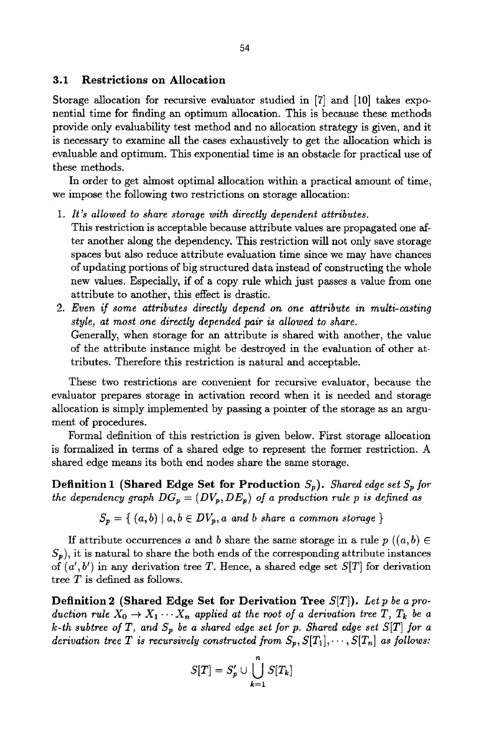### 3.1 Restrictions on Allocation

Storage allocation for recursive evaluator studied in [7] and [10] takes exponential time for finding an optimum allocation. This is because these methods provide only evaluability test method and no allocation strategy is given, and it is necessary to examine all the cases exhaustively to get the allocation which is evaluable and optimum. This exponential time is an obstacle for practical use of these methods.

In order to get almost optimal allocation within a practical amount of time, we impose the following two restrictions on storage allocation:

1. *It's allowed to share storage with directly dependent attributes.*
   This restriction is acceptable because attribute values are propagated one after another along the dependency. This restriction will not only save storage spaces but also reduce attribute evaluation time since we may have chances of updating portions of big structured data instead of constructing the whole new values. Especially, if of a copy rule which just passes a value from one attribute to another, this effect is drastic.
2. *Even if some attributes directly depend on one attribute in multi-casting style, at most one directly depended pair is allowed to share.*
   Generally, when storage for an attribute is shared with another, the value of the attribute instance might be destroyed in the evaluation of other attributes. Therefore this restriction is natural and acceptable.

These two restrictions are convenient for recursive evaluator, because the evaluator prepares storage in activation record when it is needed and storage allocation is simply implemented by passing a pointer of the storage as an argument of procedures.

Formal definition of this restriction is given below. First storage allocation is formalized in terms of a shared edge to represent the former restriction. A shared edge means its both end nodes share the same storage.

**Definition 1 (Shared Edge Set for Production $S_p$).** *Shared edge set $S_p$ for the dependency graph $DG_p = (DV_p, DE_p)$ of a production rule $p$ is defined as*

$$S_p = \{\ (a,b) \mid a, b \in DV_p, a \text{ and } b \text{ share a common storage}\ \}$$

If attribute occurrences $a$ and $b$ share the same storage in a rule $p$ ($(a,b) \in S_p$), it is natural to share the both ends of the corresponding attribute instances of $(a', b')$ in any derivation tree $T$. Hence, a shared edge set $S[T]$ for derivation tree $T$ is defined as follows.

**Definition 2 (Shared Edge Set for Derivation Tree $S[T]$).** *Let $p$ be a production rule $X_0 \rightarrow X_1 \cdots X_n$ applied at the root of a derivation tree $T$, $T_k$ be a $k$-th subtree of $T$, and $S_p$ be a shared edge set for $p$. Shared edge set $S[T]$ for a derivation tree $T$ is recursively constructed from $S_p, S[T_1], \cdots, S[T_n]$ as follows:*

$$S[T] = S'_p \cup \bigcup_{k=1}^{n} S[T_k]$$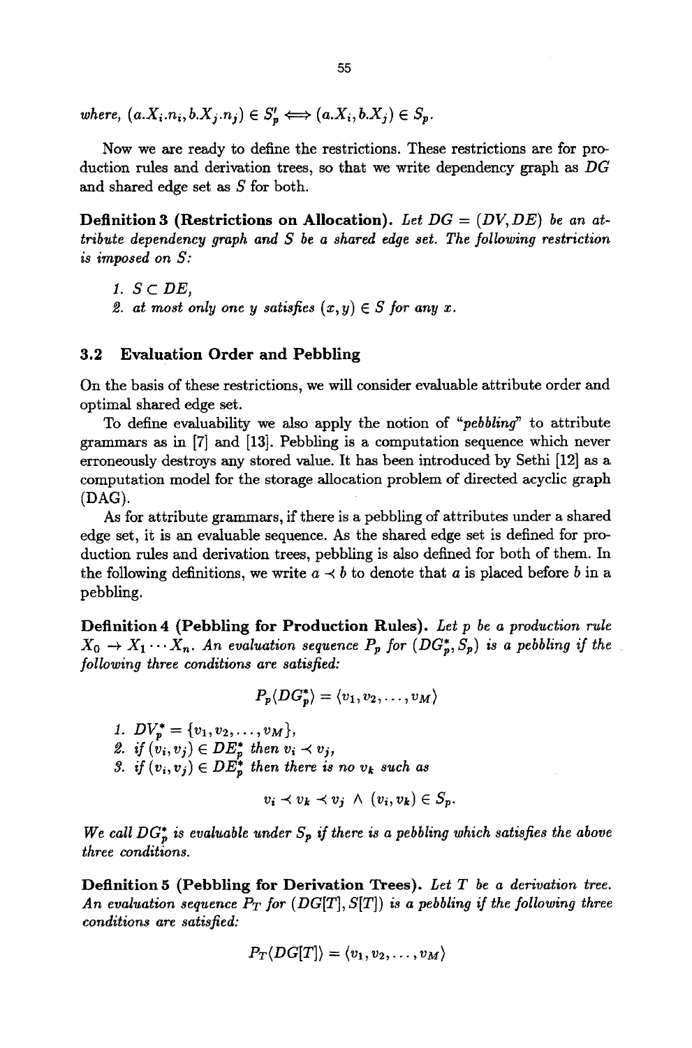*where,* $(a.X_i.n_i, b.X_j.n_j) \in S'_p \Longleftrightarrow (a.X_i, b.X_j) \in S_p$.

Now we are ready to define the restrictions. These restrictions are for production rules and derivation trees, so that we write dependency graph as $DG$ and shared edge set as $S$ for both.

**Definition 3 (Restrictions on Allocation).** *Let* $DG = (DV, DE)$ *be an attribute dependency graph and* $S$ *be a shared edge set. The following restriction is imposed on* $S$*:*

1. $S \subset DE$,
2. *at most only one* $y$ *satisfies* $(x, y) \in S$ *for any* $x$.

### 3.2 Evaluation Order and Pebbling

On the basis of these restrictions, we will consider evaluable attribute order and optimal shared edge set.

To define evaluability we also apply the notion of "*pebbling*" to attribute grammars as in [7] and [13]. Pebbling is a computation sequence which never erroneously destroys any stored value. It has been introduced by Sethi [12] as a computation model for the storage allocation problem of directed acyclic graph (DAG).

As for attribute grammars, if there is a pebbling of attributes under a shared edge set, it is an evaluable sequence. As the shared edge set is defined for production rules and derivation trees, pebbling is also defined for both of them. In the following definitions, we write $a \prec b$ to denote that $a$ is placed before $b$ in a pebbling.

**Definition 4 (Pebbling for Production Rules).** *Let* $p$ *be a production rule* $X_0 \to X_1 \cdots X_n$. *An evaluation sequence* $P_p$ *for* $(DG_p^*, S_p)$ *is a pebbling if the following three conditions are satisfied:*

$$P_p\langle DG_p^* \rangle = \langle v_1, v_2, \ldots, v_M \rangle$$

1. $DV_p^* = \{v_1, v_2, \ldots, v_M\}$,
2. *if* $(v_i, v_j) \in DE_p^*$ *then* $v_i \prec v_j$,
3. *if* $(v_i, v_j) \in DE_p^*$ *then there is no* $v_k$ *such as*

$$v_i \prec v_k \prec v_j \ \wedge \ (v_i, v_k) \in S_p.$$

*We call* $DG_p^*$ *is evaluable under* $S_p$ *if there is a pebbling which satisfies the above three conditions.*

**Definition 5 (Pebbling for Derivation Trees).** *Let* $T$ *be a derivation tree. An evaluation sequence* $P_T$ *for* $(DG[T], S[T])$ *is a pebbling if the following three conditions are satisfied:*

$$P_T\langle DG[T] \rangle = \langle v_1, v_2, \ldots, v_M \rangle$$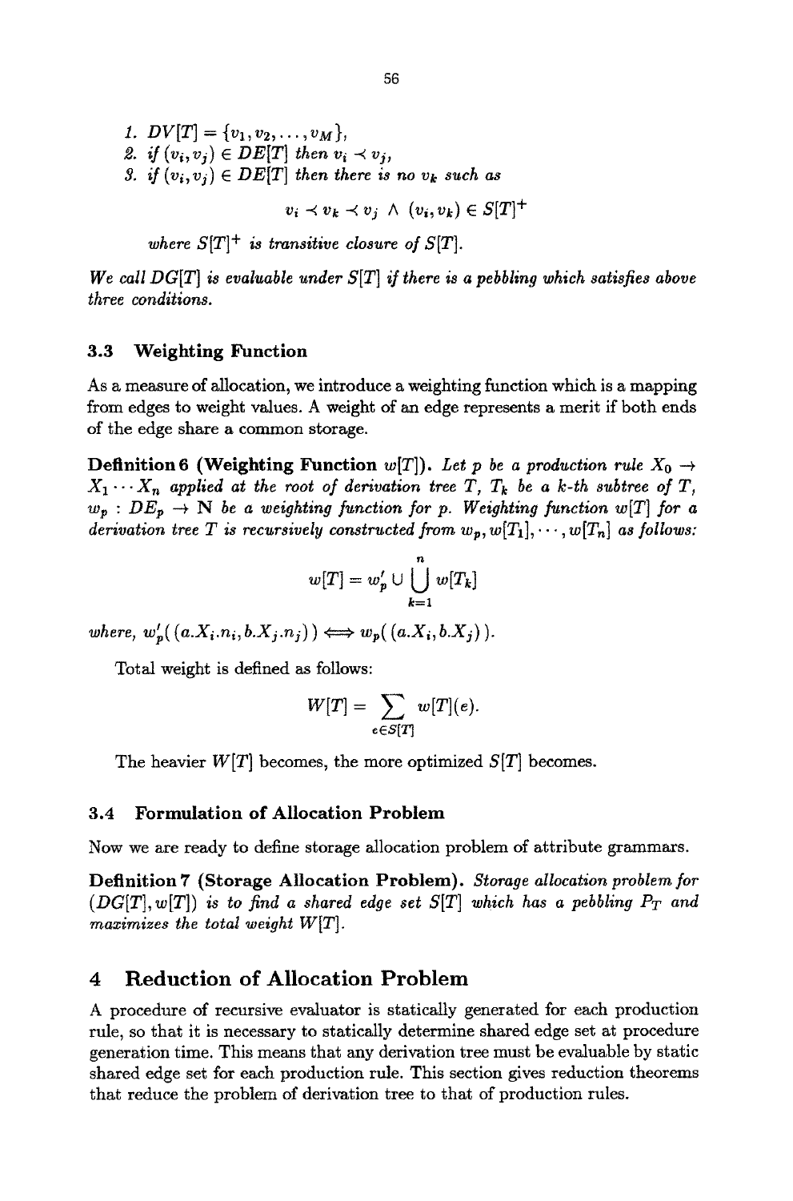1. $DV[T] = \{v_1, v_2, \ldots, v_M\}$,
2. *if* $(v_i, v_j) \in DE[T]$ *then* $v_i \prec v_j$,
3. *if* $(v_i, v_j) \in DE[T]$ *then there is no* $v_k$ *such as*

$$v_i \prec v_k \prec v_j \ \land \ (v_i, v_k) \in S[T]^+$$

*where* $S[T]^+$ *is transitive closure of* $S[T]$.

*We call* $DG[T]$ *is evaluable under* $S[T]$ *if there is a pebbling which satisfies above three conditions.*

### 3.3 Weighting Function

As a measure of allocation, we introduce a weighting function which is a mapping from edges to weight values. A weight of an edge represents a merit if both ends of the edge share a common storage.

**Definition 6 (Weighting Function $w[T]$).** *Let* $p$ *be a production rule* $X_0 \to X_1 \cdots X_n$ *applied at the root of derivation tree* $T$, $T_k$ *be a* $k$*-th subtree of* $T$, $w_p : DE_p \to \mathbf{N}$ *be a weighting function for* $p$. *Weighting function* $w[T]$ *for a derivation tree* $T$ *is recursively constructed from* $w_p, w[T_1], \cdots, w[T_n]$ *as follows:*

$$w[T] = w'_p \cup \bigcup_{k=1}^{n} w[T_k]$$

*where,* $w'_p(\,(a.X_i.n_i, b.X_j.n_j)\,) \Longleftrightarrow w_p(\,(a.X_i, b.X_j)\,)$.

Total weight is defined as follows:

$$W[T] = \sum_{e \in S[T]} w[T](e).$$

The heavier $W[T]$ becomes, the more optimized $S[T]$ becomes.

### 3.4 Formulation of Allocation Problem

Now we are ready to define storage allocation problem of attribute grammars.

**Definition 7 (Storage Allocation Problem).** *Storage allocation problem for* $(DG[T], w[T])$ *is to find a shared edge set* $S[T]$ *which has a pebbling* $P_T$ *and maximizes the total weight* $W[T]$.

## 4 Reduction of Allocation Problem

A procedure of recursive evaluator is statically generated for each production rule, so that it is necessary to statically determine shared edge set at procedure generation time. This means that any derivation tree must be evaluable by static shared edge set for each production rule. This section gives reduction theorems that reduce the problem of derivation tree to that of production rules.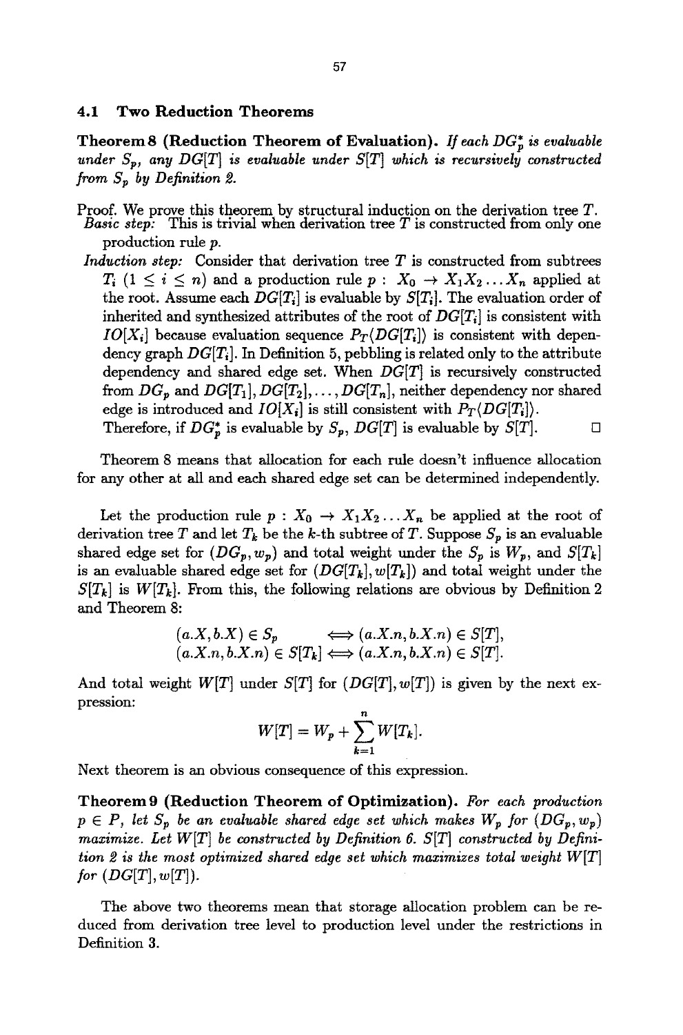### 4.1 Two Reduction Theorems

**Theorem 8 (Reduction Theorem of Evaluation).** *If each $DG_p^*$ is evaluable under $S_p$, any $DG[T]$ is evaluable under $S[T]$ which is recursively constructed from $S_p$ by Definition 2.*

Proof. We prove this theorem by structural induction on the derivation tree $T$.

*Basic step:* This is trivial when derivation tree $T$ is constructed from only one production rule $p$.

*Induction step:* Consider that derivation tree $T$ is constructed from subtrees $T_i$ $(1 \leq i \leq n)$ and a production rule $p : X_0 \rightarrow X_1 X_2 \ldots X_n$ applied at the root. Assume each $DG[T_i]$ is evaluable by $S[T_i]$. The evaluation order of inherited and synthesized attributes of the root of $DG[T_i]$ is consistent with $IO[X_i]$ because evaluation sequence $P_T\langle DG[T_i]\rangle$ is consistent with dependency graph $DG[T_i]$. In Definition 5, pebbling is related only to the attribute dependency and shared edge set. When $DG[T]$ is recursively constructed from $DG_p$ and $DG[T_1], DG[T_2], \ldots, DG[T_n]$, neither dependency nor shared edge is introduced and $IO[X_i]$ is still consistent with $P_T\langle DG[T_i]\rangle$.

Therefore, if $DG_p^*$ is evaluable by $S_p$, $DG[T]$ is evaluable by $S[T]$. □

Theorem 8 means that allocation for each rule doesn't influence allocation for any other at all and each shared edge set can be determined independently.

Let the production rule $p : X_0 \rightarrow X_1 X_2 \ldots X_n$ be applied at the root of derivation tree $T$ and let $T_k$ be the $k$-th subtree of $T$. Suppose $S_p$ is an evaluable shared edge set for $(DG_p, w_p)$ and total weight under the $S_p$ is $W_p$, and $S[T_k]$ is an evaluable shared edge set for $(DG[T_k], w[T_k])$ and total weight under the $S[T_k]$ is $W[T_k]$. From this, the following relations are obvious by Definition 2 and Theorem 8:

$$
\begin{aligned}
(a.X, b.X) \in S_p \quad &\Longleftrightarrow (a.X.n, b.X.n) \in S[T], \\
(a.X.n, b.X.n) \in S[T_k] &\Longleftrightarrow (a.X.n, b.X.n) \in S[T].
\end{aligned}
$$

And total weight $W[T]$ under $S[T]$ for $(DG[T], w[T])$ is given by the next expression:

$$
W[T] = W_p + \sum_{k=1}^{n} W[T_k].
$$

Next theorem is an obvious consequence of this expression.

**Theorem 9 (Reduction Theorem of Optimization).** *For each production $p \in P$, let $S_p$ be an evaluable shared edge set which makes $W_p$ for $(DG_p, w_p)$ maximize. Let $W[T]$ be constructed by Definition 6. $S[T]$ constructed by Definition 2 is the most optimized shared edge set which maximizes total weight $W[T]$ for $(DG[T], w[T])$.*

The above two theorems mean that storage allocation problem can be reduced from derivation tree level to production level under the restrictions in Definition 3.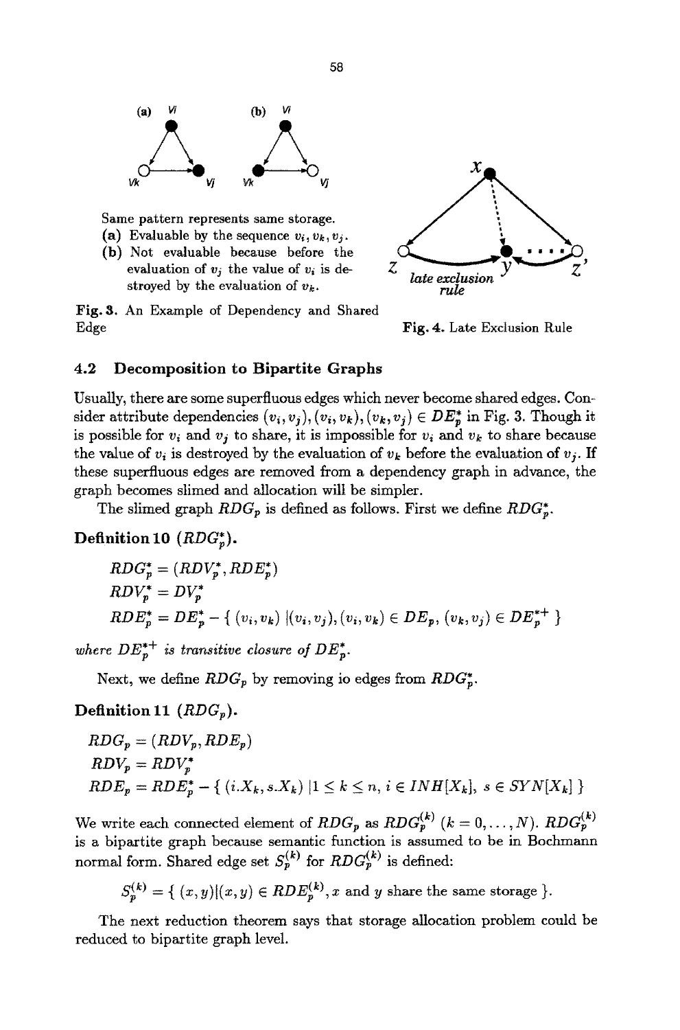Same pattern represents same storage.
(a) Evaluable by the sequence $v_i, v_k, v_j$.
(b) Not evaluable because before the evaluation of $v_j$ the value of $v_i$ is destroyed by the evaluation of $v_k$.

**Fig. 3.** An Example of Dependency and Shared Edge

**Fig. 4.** Late Exclusion Rule

### 4.2 Decomposition to Bipartite Graphs

Usually, there are some superfluous edges which never become shared edges. Consider attribute dependencies $(v_i, v_j), (v_i, v_k), (v_k, v_j) \in DE_p^*$ in Fig. 3. Though it is possible for $v_i$ and $v_j$ to share, it is impossible for $v_i$ and $v_k$ to share because the value of $v_i$ is destroyed by the evaluation of $v_k$ before the evaluation of $v_j$. If these superfluous edges are removed from a dependency graph in advance, the graph becomes slimed and allocation will be simpler.

The slimed graph $RDG_p$ is defined as follows. First we define $RDG_p^*$.

**Definition 10** ($RDG_p^*$).

$$RDG_p^* = (RDV_p^*, RDE_p^*)$$
$$RDV_p^* = DV_p^*$$
$$RDE_p^* = DE_p^* - \{ (v_i, v_k) \mid (v_i, v_j), (v_i, v_k) \in DE_p,\ (v_k, v_j) \in DE_p^{*+} \}$$

*where $DE_p^{*+}$ is transitive closure of $DE_p^*$.*

Next, we define $RDG_p$ by removing io edges from $RDG_p^*$.

**Definition 11** ($RDG_p$).

$$RDG_p = (RDV_p, RDE_p)$$
$$RDV_p = RDV_p^*$$
$$RDE_p = RDE_p^* - \{ (i.X_k, s.X_k) \mid 1 \le k \le n,\ i \in INH[X_k],\ s \in SYN[X_k] \}$$

We write each connected element of $RDG_p$ as $RDG_p^{(k)}$ $(k = 0, \ldots, N)$. $RDG_p^{(k)}$ is a bipartite graph because semantic function is assumed to be in Bochmann normal form. Shared edge set $S_p^{(k)}$ for $RDG_p^{(k)}$ is defined:

$$S_p^{(k)} = \{ (x, y) \mid (x, y) \in RDE_p^{(k)}, x \text{ and } y \text{ share the same storage} \}.$$

The next reduction theorem says that storage allocation problem could be reduced to bipartite graph level.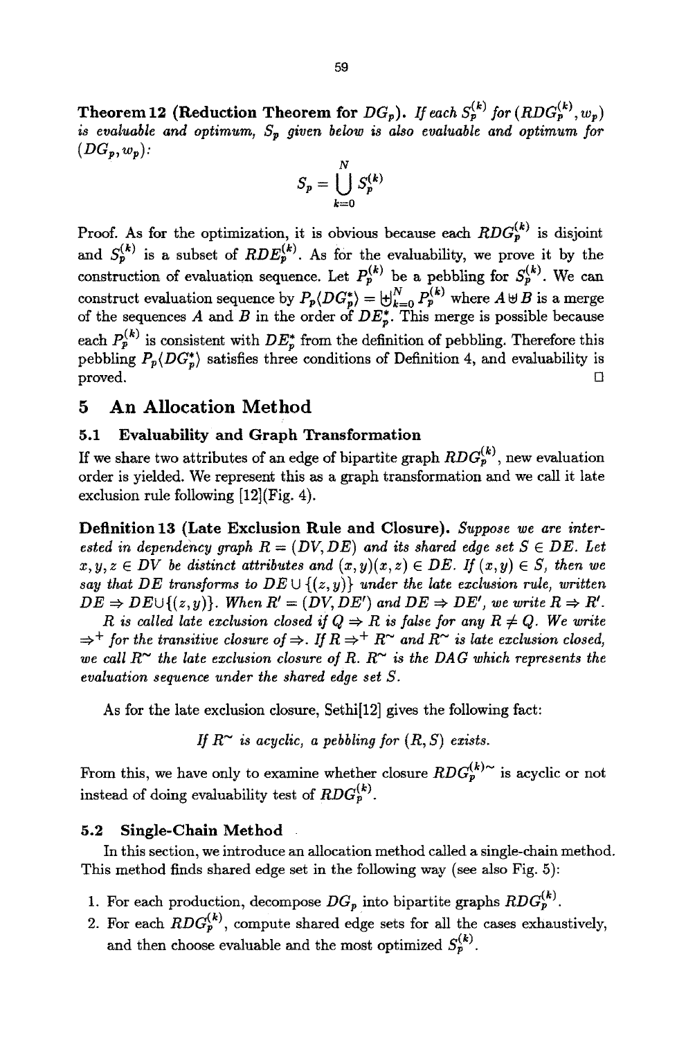**Theorem 12 (Reduction Theorem for $DG_p$).** *If each $S_p^{(k)}$ for $(RDG_p^{(k)}, w_p)$ is evaluable and optimum, $S_p$ given below is also evaluable and optimum for $(DG_p, w_p)$:*

$$S_p = \bigcup_{k=0}^{N} S_p^{(k)}$$

Proof. As for the optimization, it is obvious because each $RDG_p^{(k)}$ is disjoint and $S_p^{(k)}$ is a subset of $RDE_p^{(k)}$. As for the evaluability, we prove it by the construction of evaluation sequence. Let $P_p^{(k)}$ be a pebbling for $S_p^{(k)}$. We can construct evaluation sequence by $P_p\langle DG_p^* \rangle = \biguplus_{k=0}^{N} P_p^{(k)}$ where $A \uplus B$ is a merge of the sequences $A$ and $B$ in the order of $DE_p^*$. This merge is possible because each $P_p^{(k)}$ is consistent with $DE_p^*$ from the definition of pebbling. Therefore this pebbling $P_p\langle DG_p^* \rangle$ satisfies three conditions of Definition 4, and evaluability is proved. □

## 5 An Allocation Method

### 5.1 Evaluability and Graph Transformation

If we share two attributes of an edge of bipartite graph $RDG_p^{(k)}$, new evaluation order is yielded. We represent this as a graph transformation and we call it late exclusion rule following [12](Fig. 4).

**Definition 13 (Late Exclusion Rule and Closure).** *Suppose we are interested in dependency graph $R = (DV, DE)$ and its shared edge set $S \in DE$. Let $x, y, z \in DV$ be distinct attributes and $(x, y)(x, z) \in DE$. If $(x, y) \in S$, then we say that $DE$ transforms to $DE \cup \{(z, y)\}$ under the late exclusion rule, written $DE \Rightarrow DE \cup \{(z, y)\}$. When $R' = (DV, DE')$ and $DE \Rightarrow DE'$, we write $R \Rightarrow R'$.*

*$R$ is called late exclusion closed if $Q \Rightarrow R$ is false for any $R \neq Q$. We write $\Rightarrow^+$ for the transitive closure of $\Rightarrow$. If $R \Rightarrow^+ R^\sim$ and $R^\sim$ is late exclusion closed, we call $R^\sim$ the late exclusion closure of $R$. $R^\sim$ is the DAG which represents the evaluation sequence under the shared edge set $S$.*

As for the late exclusion closure, Sethi[12] gives the following fact:

*If $R^\sim$ is acyclic, a pebbling for $(R, S)$ exists.*

From this, we have only to examine whether closure $RDG_p^{(k)\sim}$ is acyclic or not instead of doing evaluability test of $RDG_p^{(k)}$.

### 5.2 Single-Chain Method

In this section, we introduce an allocation method called a single-chain method. This method finds shared edge set in the following way (see also Fig. 5):

1. For each production, decompose $DG_p$ into bipartite graphs $RDG_p^{(k)}$.
2. For each $RDG_p^{(k)}$, compute shared edge sets for all the cases exhaustively, and then choose evaluable and the most optimized $S_p^{(k)}$.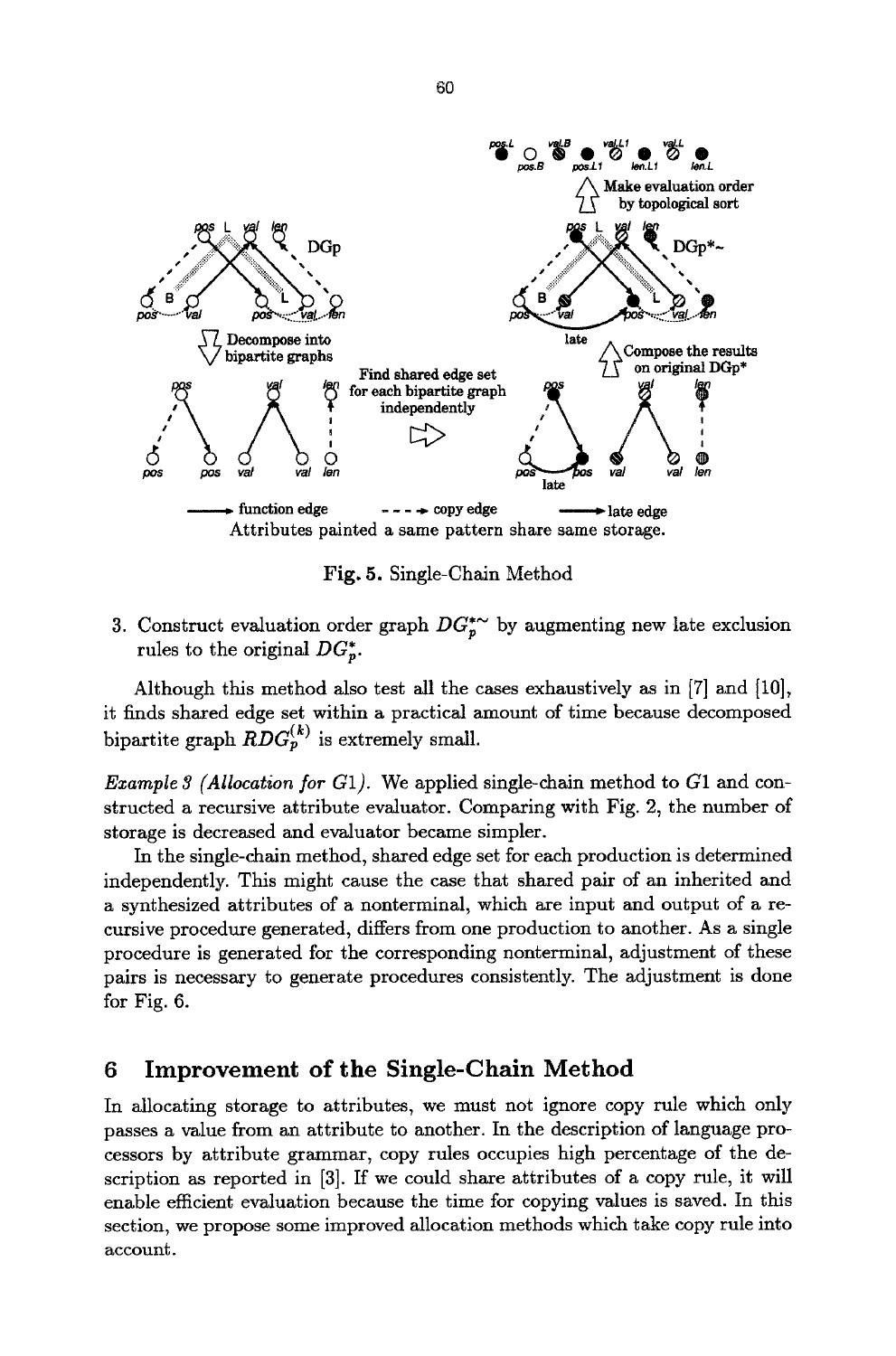Fig. 5. Single-Chain Method

3. Construct evaluation order graph $DG_p^{*\sim}$ by augmenting new late exclusion rules to the original $DG_p^*$.

Although this method also test all the cases exhaustively as in [7] and [10], it finds shared edge set within a practical amount of time because decomposed bipartite graph $RDG_p^{(k)}$ is extremely small.

*Example 3 (Allocation for G1).* We applied single-chain method to $G1$ and constructed a recursive attribute evaluator. Comparing with Fig. 2, the number of storage is decreased and evaluator became simpler.

In the single-chain method, shared edge set for each production is determined independently. This might cause the case that shared pair of an inherited and a synthesized attributes of a nonterminal, which are input and output of a recursive procedure generated, differs from one production to another. As a single procedure is generated for the corresponding nonterminal, adjustment of these pairs is necessary to generate procedures consistently. The adjustment is done for Fig. 6.

## 6 Improvement of the Single-Chain Method

In allocating storage to attributes, we must not ignore copy rule which only passes a value from an attribute to another. In the description of language processors by attribute grammar, copy rules occupies high percentage of the description as reported in [3]. If we could share attributes of a copy rule, it will enable efficient evaluation because the time for copying values is saved. In this section, we propose some improved allocation methods which take copy rule into account.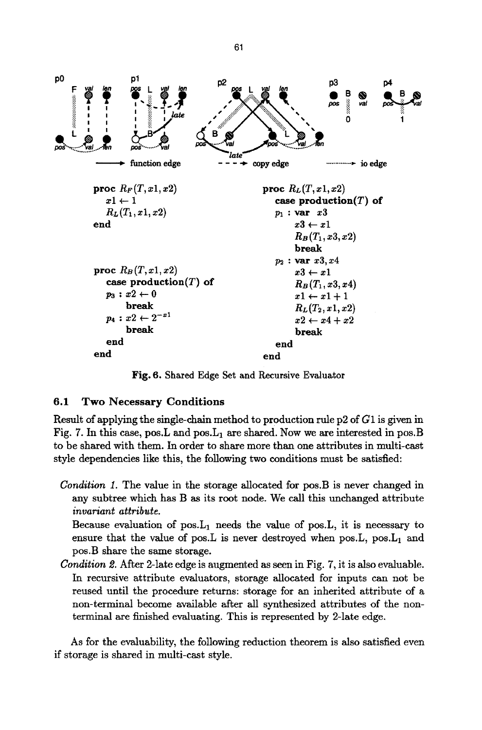```
proc R_F(T, x1, x2)
    x1 ← 1
    R_L(T_1, x1, x2)
end

proc R_B(T, x1, x2)
    case production(T) of
    p3 : x2 ← 0
         break
    p4 : x2 ← 2^(-x1)
         break
    end
end

proc R_L(T, x1, x2)
    case production(T) of
    p1 : var x3
         x3 ← x1
         R_B(T_1, x3, x2)
         break
    p2 : var x3, x4
         x3 ← x1
         R_B(T_1, x3, x4)
         x1 ← x1 + 1
         R_L(T_2, x1, x2)
         x2 ← x4 + x2
         break
    end
end
```

**Fig. 6.** Shared Edge Set and Recursive Evaluator

### 6.1 Two Necessary Conditions

Result of applying the single-chain method to production rule p2 of $G1$ is given in Fig. 7. In this case, pos.L and pos.$L_1$ are shared. Now we are interested in pos.B to be shared with them. In order to share more than one attributes in multi-cast style dependencies like this, the following two conditions must be satisfied:

*Condition 1.* The value in the storage allocated for pos.B is never changed in any subtree which has B as its root node. We call this unchanged attribute *invariant attribute*.

Because evaluation of pos.$L_1$ needs the value of pos.L, it is necessary to ensure that the value of pos.L is never destroyed when pos.L, pos.$L_1$ and pos.B share the same storage.

*Condition 2.* After 2-late edge is augmented as seen in Fig. 7, it is also evaluable. In recursive attribute evaluators, storage allocated for inputs can not be reused until the procedure returns: storage for an inherited attribute of a non-terminal become available after all synthesized attributes of the non-terminal are finished evaluating. This is represented by 2-late edge.

As for the evaluability, the following reduction theorem is also satisfied even if storage is shared in multi-cast style.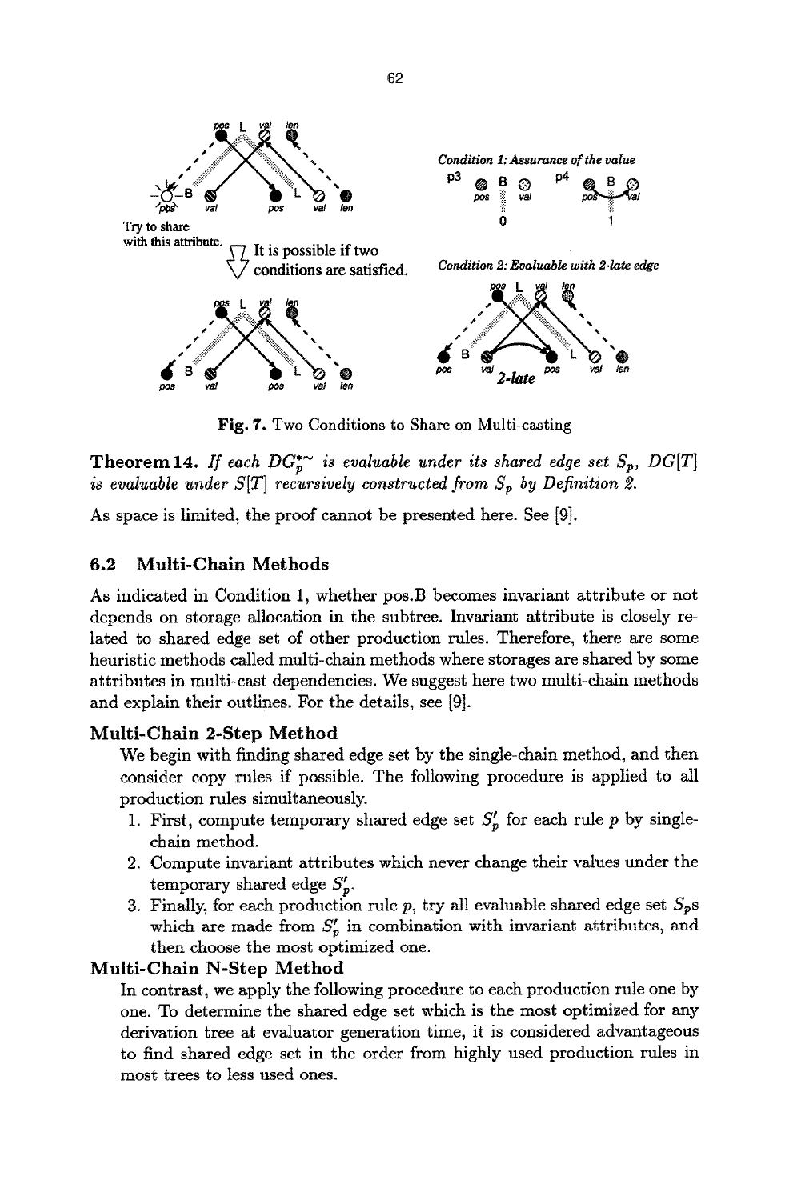Fig. 7. Two Conditions to Share on Multi-casting

**Theorem 14.** *If each $DG_p^{*\sim}$ is evaluable under its shared edge set $S_p$, $DG[T]$ is evaluable under $S[T]$ recursively constructed from $S_p$ by Definition 2.*

As space is limited, the proof cannot be presented here. See [9].

### 6.2 Multi-Chain Methods

As indicated in Condition 1, whether pos.B becomes invariant attribute or not depends on storage allocation in the subtree. Invariant attribute is closely related to shared edge set of other production rules. Therefore, there are some heuristic methods called multi-chain methods where storages are shared by some attributes in multi-cast dependencies. We suggest here two multi-chain methods and explain their outlines. For the details, see [9].

**Multi-Chain 2-Step Method**

We begin with finding shared edge set by the single-chain method, and then consider copy rules if possible. The following procedure is applied to all production rules simultaneously.

1. First, compute temporary shared edge set $S'_p$ for each rule $p$ by single-chain method.
2. Compute invariant attributes which never change their values under the temporary shared edge $S'_p$.
3. Finally, for each production rule $p$, try all evaluable shared edge set $S_p$s which are made from $S'_p$ in combination with invariant attributes, and then choose the most optimized one.

**Multi-Chain N-Step Method**

In contrast, we apply the following procedure to each production rule one by one. To determine the shared edge set which is the most optimized for any derivation tree at evaluator generation time, it is considered advantageous to find shared edge set in the order from highly used production rules in most trees to less used ones.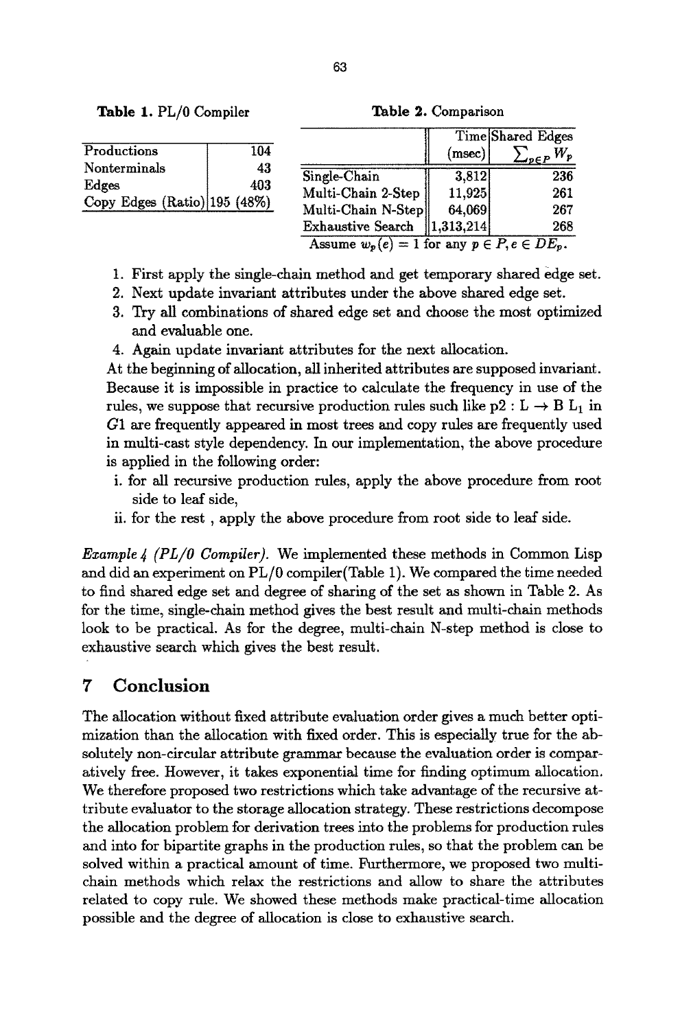**Table 1.** PL/0 Compiler

| | |
|---|---|
| Productions | 104 |
| Nonterminals | 43 |
| Edges | 403 |
| Copy Edges (Ratio) | 195 (48%) |

**Table 2.** Comparison

| | Time (msec) | Shared Edges $\sum_{p \in P} W_p$ |
|---|---|---|
| Single-Chain | 3,812 | 236 |
| Multi-Chain 2-Step | 11,925 | 261 |
| Multi-Chain N-Step | 64,069 | 267 |
| Exhaustive Search | 1,313,214 | 268 |

Assume $w_p(e) = 1$ for any $p \in P, e \in DE_p$.

1. First apply the single-chain method and get temporary shared edge set.
2. Next update invariant attributes under the above shared edge set.
3. Try all combinations of shared edge set and choose the most optimized and evaluable one.
4. Again update invariant attributes for the next allocation.

At the beginning of allocation, all inherited attributes are supposed invariant. Because it is impossible in practice to calculate the frequency in use of the rules, we suppose that recursive production rules such like $p2 : L \rightarrow B\ L_1$ in $G1$ are frequently appeared in most trees and copy rules are frequently used in multi-cast style dependency. In our implementation, the above procedure is applied in the following order:

i. for all recursive production rules, apply the above procedure from root side to leaf side,
ii. for the rest , apply the above procedure from root side to leaf side.

*Example 4 (PL/0 Compiler).* We implemented these methods in Common Lisp and did an experiment on PL/0 compiler(Table 1). We compared the time needed to find shared edge set and degree of sharing of the set as shown in Table 2. As for the time, single-chain method gives the best result and multi-chain methods look to be practical. As for the degree, multi-chain N-step method is close to exhaustive search which gives the best result.

## 7 Conclusion

The allocation without fixed attribute evaluation order gives a much better optimization than the allocation with fixed order. This is especially true for the absolutely non-circular attribute grammar because the evaluation order is comparatively free. However, it takes exponential time for finding optimum allocation. We therefore proposed two restrictions which take advantage of the recursive attribute evaluator to the storage allocation strategy. These restrictions decompose the allocation problem for derivation trees into the problems for production rules and into for bipartite graphs in the production rules, so that the problem can be solved within a practical amount of time. Furthermore, we proposed two multi-chain methods which relax the restrictions and allow to share the attributes related to copy rule. We showed these methods make practical-time allocation possible and the degree of allocation is close to exhaustive search.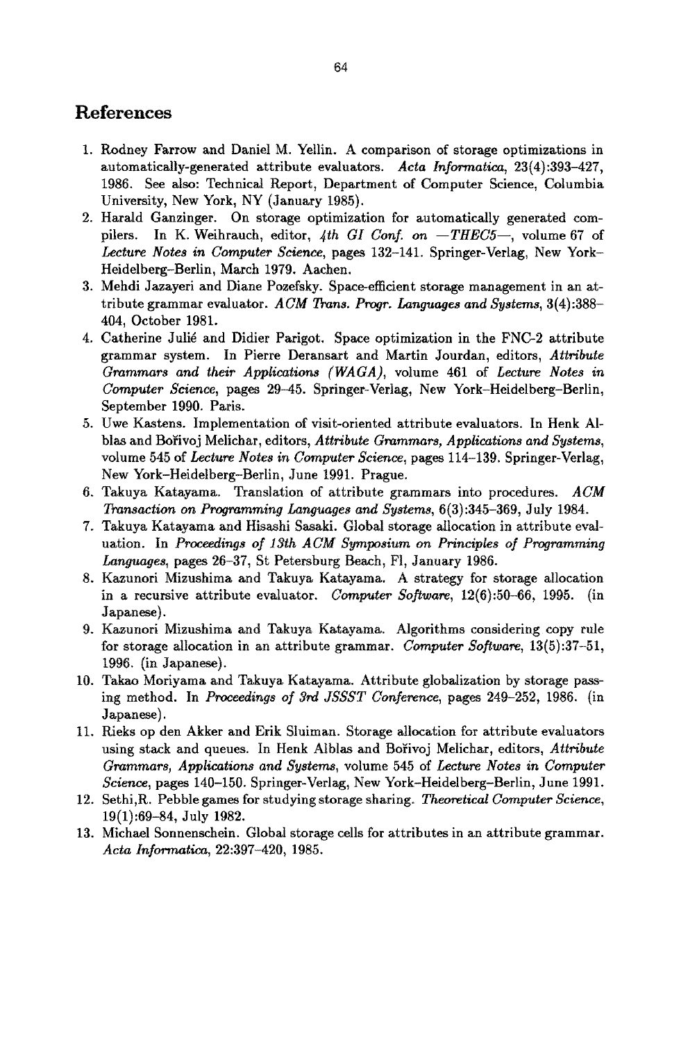## References

1. Rodney Farrow and Daniel M. Yellin. A comparison of storage optimizations in automatically-generated attribute evaluators. *Acta Informatica*, 23(4):393–427, 1986. See also: Technical Report, Department of Computer Science, Columbia University, New York, NY (January 1985).
2. Harald Ganzinger. On storage optimization for automatically generated compilers. In K. Weihrauch, editor, *4th GI Conf. on —THEC5—*, volume 67 of *Lecture Notes in Computer Science*, pages 132–141. Springer-Verlag, New York–Heidelberg–Berlin, March 1979. Aachen.
3. Mehdi Jazayeri and Diane Pozefsky. Space-efficient storage management in an attribute grammar evaluator. *ACM Trans. Progr. Languages and Systems*, 3(4):388–404, October 1981.
4. Catherine Julié and Didier Parigot. Space optimization in the FNC-2 attribute grammar system. In Pierre Deransart and Martin Jourdan, editors, *Attribute Grammars and their Applications (WAGA)*, volume 461 of *Lecture Notes in Computer Science*, pages 29–45. Springer-Verlag, New York–Heidelberg–Berlin, September 1990. Paris.
5. Uwe Kastens. Implementation of visit-oriented attribute evaluators. In Henk Alblas and Bořivoj Melichar, editors, *Attribute Grammars, Applications and Systems*, volume 545 of *Lecture Notes in Computer Science*, pages 114–139. Springer-Verlag, New York–Heidelberg–Berlin, June 1991. Prague.
6. Takuya Katayama. Translation of attribute grammars into procedures. *ACM Transaction on Programming Languages and Systems*, 6(3):345–369, July 1984.
7. Takuya Katayama and Hisashi Sasaki. Global storage allocation in attribute evaluation. In *Proceedings of 13th ACM Symposium on Principles of Programming Languages*, pages 26–37, St Petersburg Beach, Fl, January 1986.
8. Kazunori Mizushima and Takuya Katayama. A strategy for storage allocation in a recursive attribute evaluator. *Computer Software*, 12(6):50–66, 1995. (in Japanese).
9. Kazunori Mizushima and Takuya Katayama. Algorithms considering copy rule for storage allocation in an attribute grammar. *Computer Software*, 13(5):37–51, 1996. (in Japanese).
10. Takao Moriyama and Takuya Katayama. Attribute globalization by storage passing method. In *Proceedings of 3rd JSSST Conference*, pages 249–252, 1986. (in Japanese).
11. Rieks op den Akker and Erik Sluiman. Storage allocation for attribute evaluators using stack and queues. In Henk Alblas and Bořivoj Melichar, editors, *Attribute Grammars, Applications and Systems*, volume 545 of *Lecture Notes in Computer Science*, pages 140–150. Springer-Verlag, New York–Heidelberg–Berlin, June 1991.
12. Sethi,R. Pebble games for studying storage sharing. *Theoretical Computer Science*, 19(1):69–84, July 1982.
13. Michael Sonnenschein. Global storage cells for attributes in an attribute grammar. *Acta Informatica*, 22:397–420, 1985.